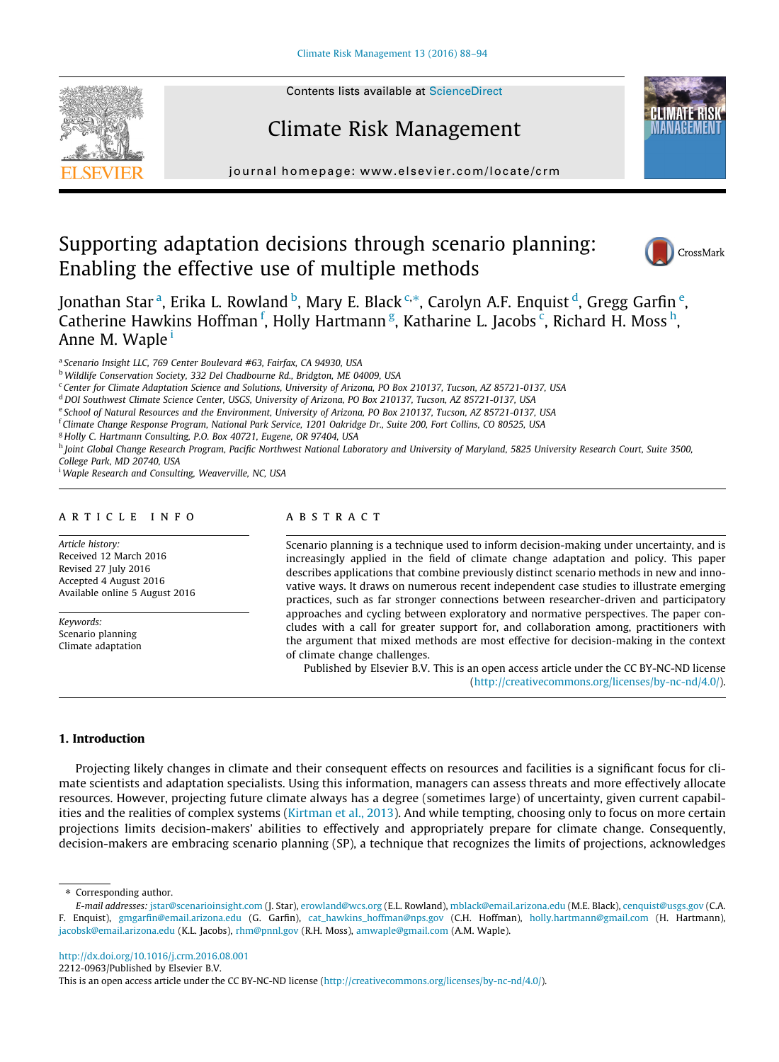Contents lists available at ScienceDirect

# Climate Risk Management

journal homepage: www.elsevier.com/locate/crm

# Supporting adaptation decisions through scenario planning: Enabling the effective use of multiple methods

Jonathan Star [a], Erika L. Rowland [b], Mary E. Black [c,*], Carolyn A.F. Enquist [d], Gregg Garfin [e], Catherine Hawkins Hoffman [f], Holly Hartmann [g], Katharine L. Jacobs [c], Richard H. Moss [h], Anne M. Waple [i]

[a] *Scenario Insight LLC, 769 Center Boulevard #63, Fairfax, CA 94930, USA*
[b] *Wildlife Conservation Society, 332 Del Chadbourne Rd., Bridgton, ME 04009, USA*
[c] *Center for Climate Adaptation Science and Solutions, University of Arizona, PO Box 210137, Tucson, AZ 85721-0137, USA*
[d] *DOI Southwest Climate Science Center, USGS, University of Arizona, PO Box 210137, Tucson, AZ 85721-0137, USA*
[e] *School of Natural Resources and the Environment, University of Arizona, PO Box 210137, Tucson, AZ 85721-0137, USA*
[f] *Climate Change Response Program, National Park Service, 1201 Oakridge Dr., Suite 200, Fort Collins, CO 80525, USA*
[g] *Holly C. Hartmann Consulting, P.O. Box 40721, Eugene, OR 97404, USA*
[h] *Joint Global Change Research Program, Pacific Northwest National Laboratory and University of Maryland, 5825 University Research Court, Suite 3500, College Park, MD 20740, USA*
[i] *Waple Research and Consulting, Weaverville, NC, USA*

## ARTICLE INFO

*Article history:*
Received 12 March 2016
Revised 27 July 2016
Accepted 4 August 2016
Available online 5 August 2016

*Keywords:*
Scenario planning
Climate adaptation

## ABSTRACT

Scenario planning is a technique used to inform decision-making under uncertainty, and is increasingly applied in the field of climate change adaptation and policy. This paper describes applications that combine previously distinct scenario methods in new and innovative ways. It draws on numerous recent independent case studies to illustrate emerging practices, such as far stronger connections between researcher-driven and participatory approaches and cycling between exploratory and normative perspectives. The paper concludes with a call for greater support for, and collaboration among, practitioners with the argument that mixed methods are most effective for decision-making in the context of climate change challenges.

Published by Elsevier B.V. This is an open access article under the CC BY-NC-ND license (http://creativecommons.org/licenses/by-nc-nd/4.0/).

## 1. Introduction

Projecting likely changes in climate and their consequent effects on resources and facilities is a significant focus for climate scientists and adaptation specialists. Using this information, managers can assess threats and more effectively allocate resources. However, projecting future climate always has a degree (sometimes large) of uncertainty, given current capabilities and the realities of complex systems (Kirtman et al., 2013). And while tempting, choosing only to focus on more certain projections limits decision-makers' abilities to effectively and appropriately prepare for climate change. Consequently, decision-makers are embracing scenario planning (SP), a technique that recognizes the limits of projections, acknowledges

---

\* Corresponding author.

*E-mail addresses:* jstar@scenarioinsight.com (J. Star), erowland@wcs.org (E.L. Rowland), mblack@email.arizona.edu (M.E. Black), cenquist@usgs.gov (C.A.F. Enquist), gmgarfin@email.arizona.edu (G. Garfin), cat_hawkins_hoffman@nps.gov (C.H. Hoffman), holly.hartmann@gmail.com (H. Hartmann), jacobsk@email.arizona.edu (K.L. Jacobs), rhm@pnnl.gov (R.H. Moss), amwaple@gmail.com (A.M. Waple).

http://dx.doi.org/10.1016/j.crm.2016.08.001
2212-0963/Published by Elsevier B.V.
This is an open access article under the CC BY-NC-ND license (http://creativecommons.org/licenses/by-nc-nd/4.0/).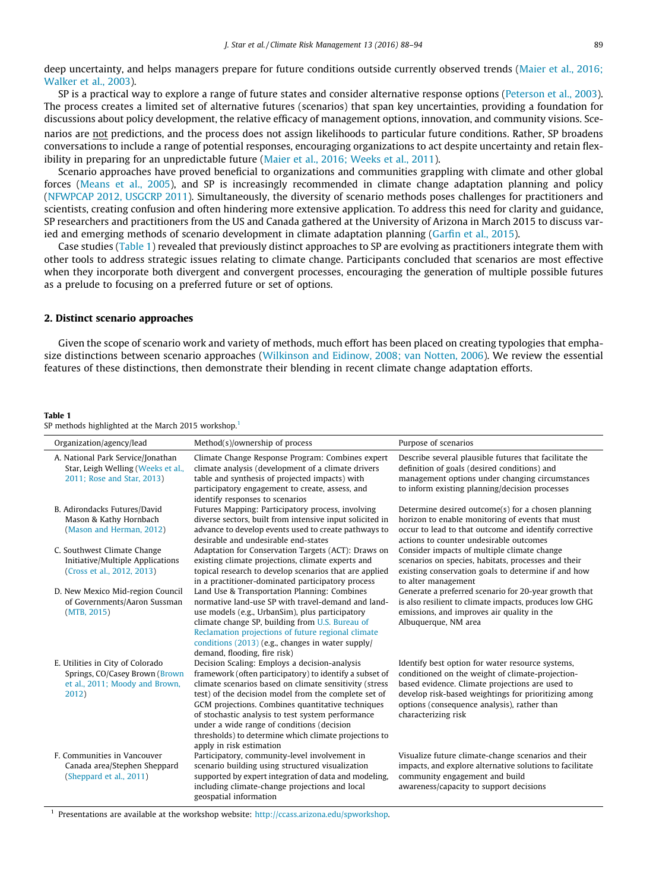deep uncertainty, and helps managers prepare for future conditions outside currently observed trends (Maier et al., 2016; Walker et al., 2003).

SP is a practical way to explore a range of future states and consider alternative response options (Peterson et al., 2003). The process creates a limited set of alternative futures (scenarios) that span key uncertainties, providing a foundation for discussions about policy development, the relative efficacy of management options, innovation, and community visions. Scenarios are not predictions, and the process does not assign likelihoods to particular future conditions. Rather, SP broadens conversations to include a range of potential responses, encouraging organizations to act despite uncertainty and retain flexibility in preparing for an unpredictable future (Maier et al., 2016; Weeks et al., 2011).

Scenario approaches have proved beneficial to organizations and communities grappling with climate and other global forces (Means et al., 2005), and SP is increasingly recommended in climate change adaptation planning and policy (NFWPCAP 2012, USGCRP 2011). Simultaneously, the diversity of scenario methods poses challenges for practitioners and scientists, creating confusion and often hindering more extensive application. To address this need for clarity and guidance, SP researchers and practitioners from the US and Canada gathered at the University of Arizona in March 2015 to discuss varied and emerging methods of scenario development in climate adaptation planning (Garfin et al., 2015).

Case studies (Table 1) revealed that previously distinct approaches to SP are evolving as practitioners integrate them with other tools to address strategic issues relating to climate change. Participants concluded that scenarios are most effective when they incorporate both divergent and convergent processes, encouraging the generation of multiple possible futures as a prelude to focusing on a preferred future or set of options.

## 2. Distinct scenario approaches

Given the scope of scenario work and variety of methods, much effort has been placed on creating typologies that emphasize distinctions between scenario approaches (Wilkinson and Eidinow, 2008; van Notten, 2006). We review the essential features of these distinctions, then demonstrate their blending in recent climate change adaptation efforts.

**Table 1**
SP methods highlighted at the March 2015 workshop.[1]

| Organization/agency/lead | Method(s)/ownership of process | Purpose of scenarios |
|---|---|---|
| A. National Park Service/Jonathan Star, Leigh Welling (Weeks et al., 2011; Rose and Star, 2013) | Climate Change Response Program: Combines expert climate analysis (development of a climate drivers table and synthesis of projected impacts) with participatory engagement to create, assess, and identify responses to scenarios | Describe several plausible futures that facilitate the definition of goals (desired conditions) and management options under changing circumstances to inform existing planning/decision processes |
| B. Adirondacks Futures/David Mason & Kathy Hornbach (Mason and Herman, 2012) | Futures Mapping: Participatory process, involving diverse sectors, built from intensive input solicited in advance to develop events used to create pathways to desirable and undesirable end-states | Determine desired outcome(s) for a chosen planning horizon to enable monitoring of events that must occur to lead to that outcome and identify corrective actions to counter undesirable outcomes |
| C. Southwest Climate Change Initiative/Multiple Applications (Cross et al., 2012, 2013) | Adaptation for Conservation Targets (ACT): Draws on existing climate projections, climate experts and topical research to develop scenarios that are applied in a practitioner-dominated participatory process | Consider impacts of multiple climate change scenarios on species, habitats, processes and their existing conservation goals to determine if and how to alter management |
| D. New Mexico Mid-region Council of Governments/Aaron Sussman (MTB, 2015) | Land Use & Transportation Planning: Combines normative land-use SP with travel-demand and land-use models (e.g., UrbanSim), plus participatory climate change SP, building from U.S. Bureau of Reclamation projections of future regional climate conditions (2013) (e.g., changes in water supply/demand, flooding, fire risk) | Generate a preferred scenario for 20-year growth that is also resilient to climate impacts, produces low GHG emissions, and improves air quality in the Albuquerque, NM area |
| E. Utilities in City of Colorado Springs, CO/Casey Brown (Brown et al., 2011; Moody and Brown, 2012) | Decision Scaling: Employs a decision-analysis framework (often participatory) to identify a subset of climate scenarios based on climate sensitivity (stress test) of the decision model from the complete set of GCM projections. Combines quantitative techniques of stochastic analysis to test system performance under a wide range of conditions (decision thresholds) to determine which climate projections to apply in risk estimation | Identify best option for water resource systems, conditioned on the weight of climate-projection-based evidence. Climate projections are used to develop risk-based weightings for prioritizing among options (consequence analysis), rather than characterizing risk |
| F. Communities in Vancouver Canada area/Stephen Sheppard (Sheppard et al., 2011) | Participatory, community-level involvement in scenario building using structured visualization supported by expert integration of data and modeling, including climate-change projections and local geospatial information | Visualize future climate-change scenarios and their impacts, and explore alternative solutions to facilitate community engagement and build awareness/capacity to support decisions |

[1] Presentations are available at the workshop website: http://ccass.arizona.edu/spworkshop.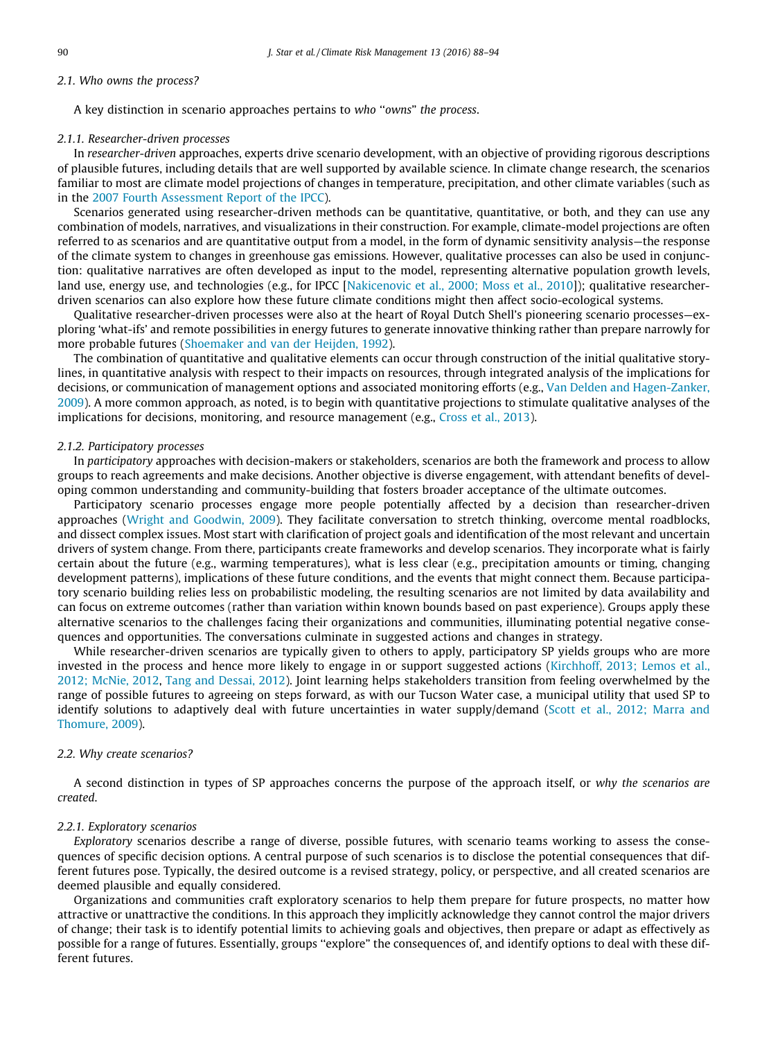### 2.1. Who owns the process?

A key distinction in scenario approaches pertains to *who "owns" the process*.

#### 2.1.1. Researcher-driven processes

In *researcher-driven* approaches, experts drive scenario development, with an objective of providing rigorous descriptions of plausible futures, including details that are well supported by available science. In climate change research, the scenarios familiar to most are climate model projections of changes in temperature, precipitation, and other climate variables (such as in the 2007 Fourth Assessment Report of the IPCC).

Scenarios generated using researcher-driven methods can be quantitative, quantitative, or both, and they can use any combination of models, narratives, and visualizations in their construction. For example, climate-model projections are often referred to as scenarios and are quantitative output from a model, in the form of dynamic sensitivity analysis—the response of the climate system to changes in greenhouse gas emissions. However, qualitative processes can also be used in conjunction: qualitative narratives are often developed as input to the model, representing alternative population growth levels, land use, energy use, and technologies (e.g., for IPCC [Nakicenovic et al., 2000; Moss et al., 2010]); qualitative researcher-driven scenarios can also explore how these future climate conditions might then affect socio-ecological systems.

Qualitative researcher-driven processes were also at the heart of Royal Dutch Shell's pioneering scenario processes—exploring 'what-ifs' and remote possibilities in energy futures to generate innovative thinking rather than prepare narrowly for more probable futures (Shoemaker and van der Heijden, 1992).

The combination of quantitative and qualitative elements can occur through construction of the initial qualitative storylines, in quantitative analysis with respect to their impacts on resources, through integrated analysis of the implications for decisions, or communication of management options and associated monitoring efforts (e.g., Van Delden and Hagen-Zanker, 2009). A more common approach, as noted, is to begin with quantitative projections to stimulate qualitative analyses of the implications for decisions, monitoring, and resource management (e.g., Cross et al., 2013).

#### 2.1.2. Participatory processes

In *participatory* approaches with decision-makers or stakeholders, scenarios are both the framework and process to allow groups to reach agreements and make decisions. Another objective is diverse engagement, with attendant benefits of developing common understanding and community-building that fosters broader acceptance of the ultimate outcomes.

Participatory scenario processes engage more people potentially affected by a decision than researcher-driven approaches (Wright and Goodwin, 2009). They facilitate conversation to stretch thinking, overcome mental roadblocks, and dissect complex issues. Most start with clarification of project goals and identification of the most relevant and uncertain drivers of system change. From there, participants create frameworks and develop scenarios. They incorporate what is fairly certain about the future (e.g., warming temperatures), what is less clear (e.g., precipitation amounts or timing, changing development patterns), implications of these future conditions, and the events that might connect them. Because participatory scenario building relies less on probabilistic modeling, the resulting scenarios are not limited by data availability and can focus on extreme outcomes (rather than variation within known bounds based on past experience). Groups apply these alternative scenarios to the challenges facing their organizations and communities, illuminating potential negative consequences and opportunities. The conversations culminate in suggested actions and changes in strategy.

While researcher-driven scenarios are typically given to others to apply, participatory SP yields groups who are more invested in the process and hence more likely to engage in or support suggested actions (Kirchhoff, 2013; Lemos et al., 2012; McNie, 2012, Tang and Dessai, 2012). Joint learning helps stakeholders transition from feeling overwhelmed by the range of possible futures to agreeing on steps forward, as with our Tucson Water case, a municipal utility that used SP to identify solutions to adaptively deal with future uncertainties in water supply/demand (Scott et al., 2012; Marra and Thomure, 2009).

### 2.2. Why create scenarios?

A second distinction in types of SP approaches concerns the purpose of the approach itself, or *why the scenarios are created*.

#### 2.2.1. Exploratory scenarios

*Exploratory* scenarios describe a range of diverse, possible futures, with scenario teams working to assess the consequences of specific decision options. A central purpose of such scenarios is to disclose the potential consequences that different futures pose. Typically, the desired outcome is a revised strategy, policy, or perspective, and all created scenarios are deemed plausible and equally considered.

Organizations and communities craft exploratory scenarios to help them prepare for future prospects, no matter how attractive or unattractive the conditions. In this approach they implicitly acknowledge they cannot control the major drivers of change; their task is to identify potential limits to achieving goals and objectives, then prepare or adapt as effectively as possible for a range of futures. Essentially, groups "explore" the consequences of, and identify options to deal with these different futures.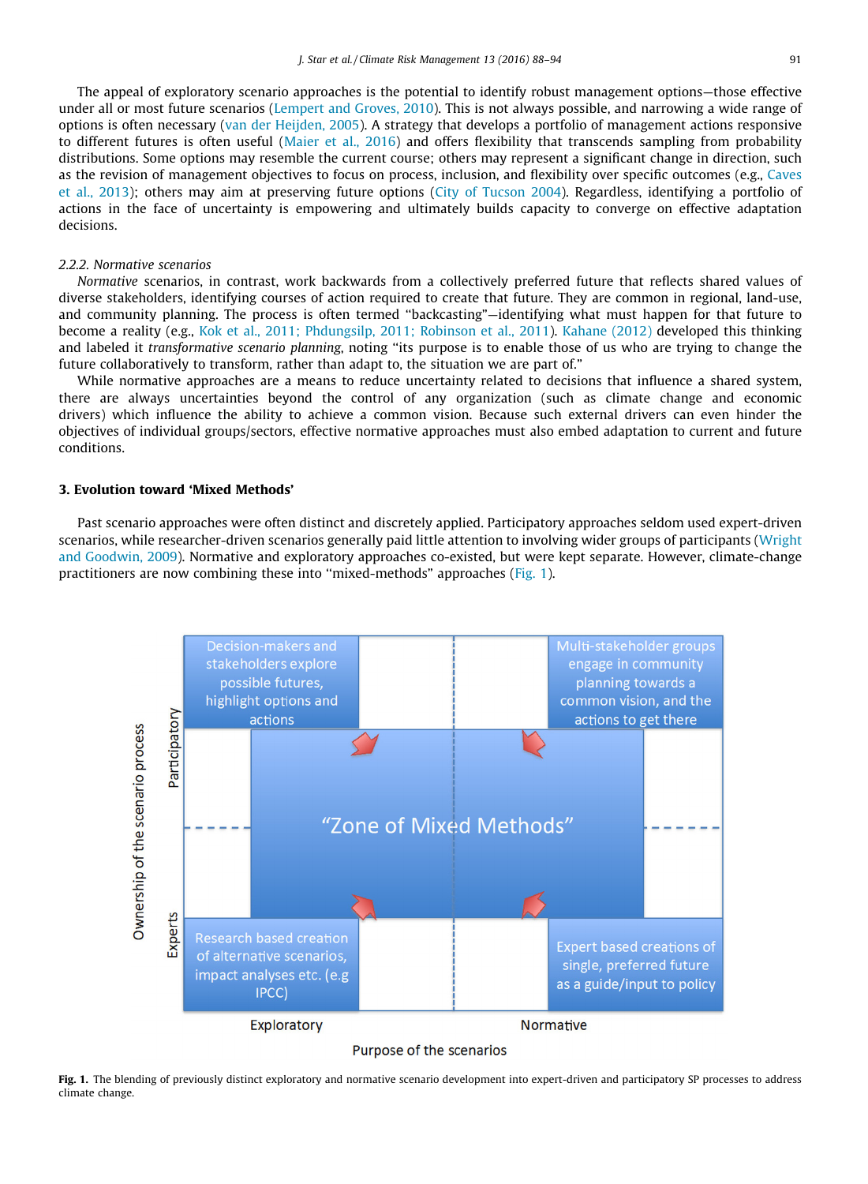The appeal of exploratory scenario approaches is the potential to identify robust management options—those effective under all or most future scenarios (Lempert and Groves, 2010). This is not always possible, and narrowing a wide range of options is often necessary (van der Heijden, 2005). A strategy that develops a portfolio of management actions responsive to different futures is often useful (Maier et al., 2016) and offers flexibility that transcends sampling from probability distributions. Some options may resemble the current course; others may represent a significant change in direction, such as the revision of management objectives to focus on process, inclusion, and flexibility over specific outcomes (e.g., Caves et al., 2013); others may aim at preserving future options (City of Tucson 2004). Regardless, identifying a portfolio of actions in the face of uncertainty is empowering and ultimately builds capacity to converge on effective adaptation decisions.

#### 2.2.2. Normative scenarios

*Normative* scenarios, in contrast, work backwards from a collectively preferred future that reflects shared values of diverse stakeholders, identifying courses of action required to create that future. They are common in regional, land-use, and community planning. The process is often termed "backcasting"—identifying what must happen for that future to become a reality (e.g., Kok et al., 2011; Phdungsilp, 2011; Robinson et al., 2011). Kahane (2012) developed this thinking and labeled it *transformative scenario planning*, noting "its purpose is to enable those of us who are trying to change the future collaboratively to transform, rather than adapt to, the situation we are part of."

While normative approaches are a means to reduce uncertainty related to decisions that influence a shared system, there are always uncertainties beyond the control of any organization (such as climate change and economic drivers) which influence the ability to achieve a common vision. Because such external drivers can even hinder the objectives of individual groups/sectors, effective normative approaches must also embed adaptation to current and future conditions.

## 3. Evolution toward 'Mixed Methods'

Past scenario approaches were often distinct and discretely applied. Participatory approaches seldom used expert-driven scenarios, while researcher-driven scenarios generally paid little attention to involving wider groups of participants (Wright and Goodwin, 2009). Normative and exploratory approaches co-existed, but were kept separate. However, climate-change practitioners are now combining these into "mixed-methods" approaches (Fig. 1).

**Fig. 1.** The blending of previously distinct exploratory and normative scenario development into expert-driven and participatory SP processes to address climate change.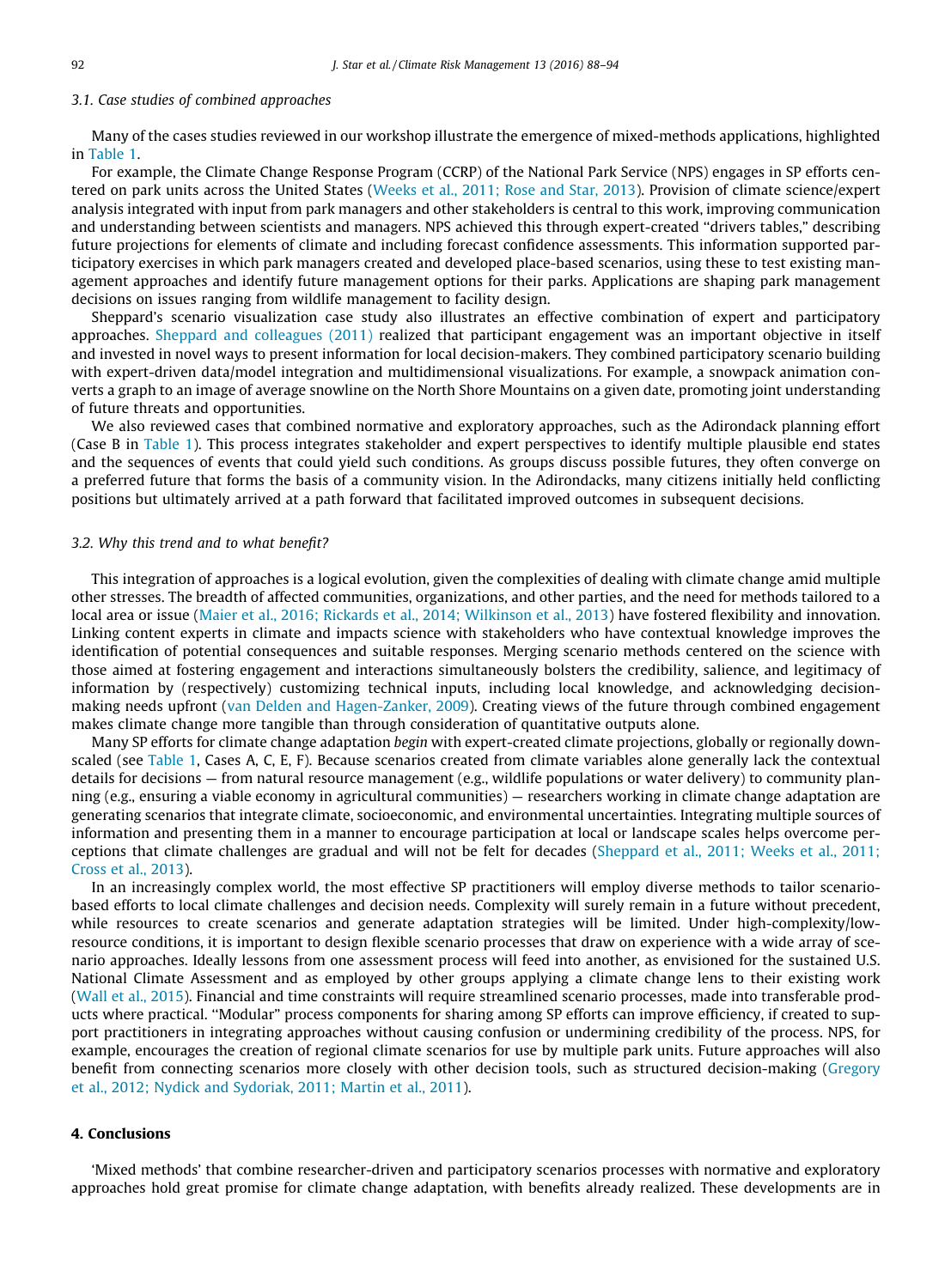### 3.1. Case studies of combined approaches

Many of the cases studies reviewed in our workshop illustrate the emergence of mixed-methods applications, highlighted in Table 1.

For example, the Climate Change Response Program (CCRP) of the National Park Service (NPS) engages in SP efforts centered on park units across the United States (Weeks et al., 2011; Rose and Star, 2013). Provision of climate science/expert analysis integrated with input from park managers and other stakeholders is central to this work, improving communication and understanding between scientists and managers. NPS achieved this through expert-created "drivers tables," describing future projections for elements of climate and including forecast confidence assessments. This information supported participatory exercises in which park managers created and developed place-based scenarios, using these to test existing management approaches and identify future management options for their parks. Applications are shaping park management decisions on issues ranging from wildlife management to facility design.

Sheppard's scenario visualization case study also illustrates an effective combination of expert and participatory approaches. Sheppard and colleagues (2011) realized that participant engagement was an important objective in itself and invested in novel ways to present information for local decision-makers. They combined participatory scenario building with expert-driven data/model integration and multidimensional visualizations. For example, a snowpack animation converts a graph to an image of average snowline on the North Shore Mountains on a given date, promoting joint understanding of future threats and opportunities.

We also reviewed cases that combined normative and exploratory approaches, such as the Adirondack planning effort (Case B in Table 1). This process integrates stakeholder and expert perspectives to identify multiple plausible end states and the sequences of events that could yield such conditions. As groups discuss possible futures, they often converge on a preferred future that forms the basis of a community vision. In the Adirondacks, many citizens initially held conflicting positions but ultimately arrived at a path forward that facilitated improved outcomes in subsequent decisions.

### 3.2. Why this trend and to what benefit?

This integration of approaches is a logical evolution, given the complexities of dealing with climate change amid multiple other stresses. The breadth of affected communities, organizations, and other parties, and the need for methods tailored to a local area or issue (Maier et al., 2016; Rickards et al., 2014; Wilkinson et al., 2013) have fostered flexibility and innovation. Linking content experts in climate and impacts science with stakeholders who have contextual knowledge improves the identification of potential consequences and suitable responses. Merging scenario methods centered on the science with those aimed at fostering engagement and interactions simultaneously bolsters the credibility, salience, and legitimacy of information by (respectively) customizing technical inputs, including local knowledge, and acknowledging decision-making needs upfront (van Delden and Hagen-Zanker, 2009). Creating views of the future through combined engagement makes climate change more tangible than through consideration of quantitative outputs alone.

Many SP efforts for climate change adaptation *begin* with expert-created climate projections, globally or regionally downscaled (see Table 1, Cases A, C, E, F). Because scenarios created from climate variables alone generally lack the contextual details for decisions — from natural resource management (e.g., wildlife populations or water delivery) to community planning (e.g., ensuring a viable economy in agricultural communities) — researchers working in climate change adaptation are generating scenarios that integrate climate, socioeconomic, and environmental uncertainties. Integrating multiple sources of information and presenting them in a manner to encourage participation at local or landscape scales helps overcome perceptions that climate challenges are gradual and will not be felt for decades (Sheppard et al., 2011; Weeks et al., 2011; Cross et al., 2013).

In an increasingly complex world, the most effective SP practitioners will employ diverse methods to tailor scenario-based efforts to local climate challenges and decision needs. Complexity will surely remain in a future without precedent, while resources to create scenarios and generate adaptation strategies will be limited. Under high-complexity/low-resource conditions, it is important to design flexible scenario processes that draw on experience with a wide array of scenario approaches. Ideally lessons from one assessment process will feed into another, as envisioned for the sustained U.S. National Climate Assessment and as employed by other groups applying a climate change lens to their existing work (Wall et al., 2015). Financial and time constraints will require streamlined scenario processes, made into transferable products where practical. "Modular" process components for sharing among SP efforts can improve efficiency, if created to support practitioners in integrating approaches without causing confusion or undermining credibility of the process. NPS, for example, encourages the creation of regional climate scenarios for use by multiple park units. Future approaches will also benefit from connecting scenarios more closely with other decision tools, such as structured decision-making (Gregory et al., 2012; Nydick and Sydoriak, 2011; Martin et al., 2011).

## 4. Conclusions

'Mixed methods' that combine researcher-driven and participatory scenarios processes with normative and exploratory approaches hold great promise for climate change adaptation, with benefits already realized. These developments are in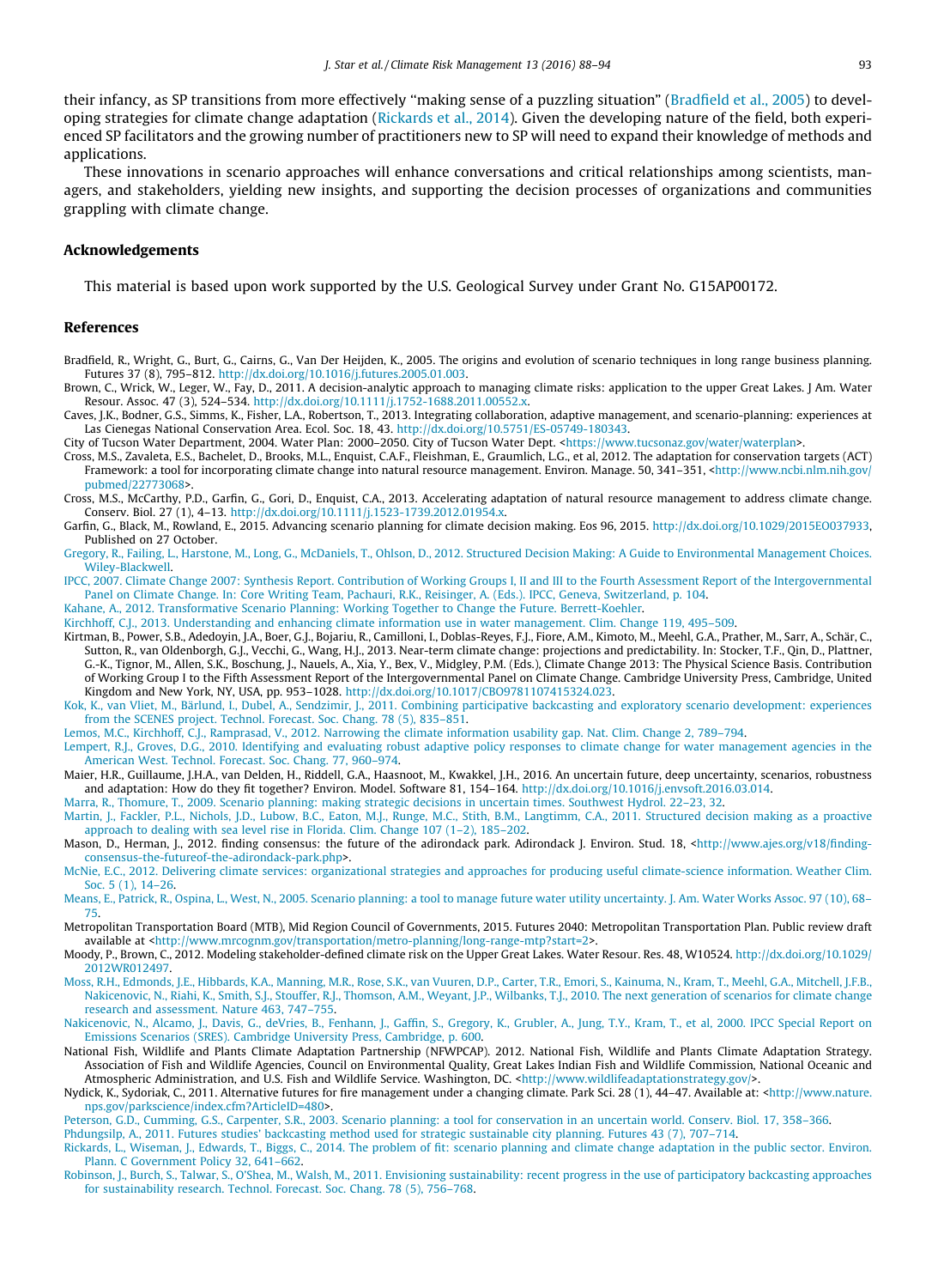their infancy, as SP transitions from more effectively "making sense of a puzzling situation" (Bradfield et al., 2005) to developing strategies for climate change adaptation (Rickards et al., 2014). Given the developing nature of the field, both experienced SP facilitators and the growing number of practitioners new to SP will need to expand their knowledge of methods and applications.

These innovations in scenario approaches will enhance conversations and critical relationships among scientists, managers, and stakeholders, yielding new insights, and supporting the decision processes of organizations and communities grappling with climate change.

## Acknowledgements

This material is based upon work supported by the U.S. Geological Survey under Grant No. G15AP00172.

## References

Bradfield, R., Wright, G., Burt, G., Cairns, G., Van Der Heijden, K., 2005. The origins and evolution of scenario techniques in long range business planning. Futures 37 (8), 795–812. http://dx.doi.org/10.1016/j.futures.2005.01.003.

Brown, C., Wrick, W., Leger, W., Fay, D., 2011. A decision-analytic approach to managing climate risks: application to the upper Great Lakes. J Am. Water Resour. Assoc. 47 (3), 524–534. http://dx.doi.org/10.1111/j.1752-1688.2011.00552.x.

Caves, J.K., Bodner, G.S., Simms, K., Fisher, L.A., Robertson, T., 2013. Integrating collaboration, adaptive management, and scenario-planning: experiences at Las Cienegas National Conservation Area. Ecol. Soc. 18, 43. http://dx.doi.org/10.5751/ES-05749-180343.

City of Tucson Water Department, 2004. Water Plan: 2000–2050. City of Tucson Water Dept. <https://www.tucsonaz.gov/water/waterplan>.

Cross, M.S., Zavaleta, E.S., Bachelet, D., Brooks, M.L., Enquist, C.A.F., Fleishman, E., Graumlich, L.G., et al, 2012. The adaptation for conservation targets (ACT) Framework: a tool for incorporating climate change into natural resource management. Environ. Manage. 50, 341–351, <http://www.ncbi.nlm.nih.gov/pubmed/22773068>.

Cross, M.S., McCarthy, P.D., Garfin, G., Gori, D., Enquist, C.A., 2013. Accelerating adaptation of natural resource management to address climate change. Conserv. Biol. 27 (1), 4–13. http://dx.doi.org/10.1111/j.1523-1739.2012.01954.x.

Garfin, G., Black, M., Rowland, E., 2015. Advancing scenario planning for climate decision making. Eos 96, 2015. http://dx.doi.org/10.1029/2015EO037933, Published on 27 October.

Gregory, R., Failing, L., Harstone, M., Long, G., McDaniels, T., Ohlson, D., 2012. Structured Decision Making: A Guide to Environmental Management Choices. Wiley-Blackwell.

IPCC, 2007. Climate Change 2007: Synthesis Report. Contribution of Working Groups I, II and III to the Fourth Assessment Report of the Intergovernmental Panel on Climate Change. In: Core Writing Team, Pachauri, R.K., Reisinger, A. (Eds.). IPCC, Geneva, Switzerland, p. 104.

Kahane, A., 2012. Transformative Scenario Planning: Working Together to Change the Future. Berrett-Koehler.

Kirchhoff, C.J., 2013. Understanding and enhancing climate information use in water management. Clim. Change 119, 495–509.

Kirtman, B., Power, S.B., Adedoyin, J.A., Boer, G.J., Bojariu, R., Camilloni, I., Doblas-Reyes, F.J., Fiore, A.M., Kimoto, M., Meehl, G.A., Prather, M., Sarr, A., Schär, C., Sutton, R., van Oldenborgh, G.J., Vecchi, G., Wang, H.J., 2013. Near-term climate change: projections and predictability. In: Stocker, T.F., Qin, D., Plattner, G.-K., Tignor, M., Allen, S.K., Boschung, J., Nauels, A., Xia, Y., Bex, V., Midgley, P.M. (Eds.), Climate Change 2013: The Physical Science Basis. Contribution of Working Group I to the Fifth Assessment Report of the Intergovernmental Panel on Climate Change. Cambridge University Press, Cambridge, United Kingdom and New York, NY, USA, pp. 953–1028. http://dx.doi.org/10.1017/CBO9781107415324.023.

Kok, K., van Vliet, M., Bärlund, I., Dubel, A., Sendzimir, J., 2011. Combining participative backcasting and exploratory scenario development: experiences from the SCENES project. Technol. Forecast. Soc. Chang. 78 (5), 835–851.

Lemos, M.C., Kirchhoff, C.J., Ramprasad, V., 2012. Narrowing the climate information usability gap. Nat. Clim. Change 2, 789–794.

Lempert, R.J., Groves, D.G., 2010. Identifying and evaluating robust adaptive policy responses to climate change for water management agencies in the American West. Technol. Forecast. Soc. Chang. 77, 960–974.

Maier, H.R., Guillaume, J.H.A., van Delden, H., Riddell, G.A., Haasnoot, M., Kwakkel, J.H., 2016. An uncertain future, deep uncertainty, scenarios, robustness and adaptation: How do they fit together? Environ. Model. Software 81, 154–164. http://dx.doi.org/10.1016/j.envsoft.2016.03.014.

Marra, R., Thomure, T., 2009. Scenario planning: making strategic decisions in uncertain times. Southwest Hydrol. 22–23, 32.

Martin, J., Fackler, P.L., Nichols, J.D., Lubow, B.C., Eaton, M.J., Runge, M.C., Stith, B.M., Langtimm, C.A., 2011. Structured decision making as a proactive approach to dealing with sea level rise in Florida. Clim. Change 107 (1–2), 185–202.

Mason, D., Herman, J., 2012. finding consensus: the future of the adirondack park. Adirondack J. Environ. Stud. 18, <http://www.ajes.org/v18/finding-consensus-the-futureof-the-adirondack-park.php>.

McNie, E.C., 2012. Delivering climate services: organizational strategies and approaches for producing useful climate-science information. Weather Clim. Soc. 5 (1), 14–26.

Means, E., Patrick, R., Ospina, L., West, N., 2005. Scenario planning: a tool to manage future water utility uncertainty. J. Am. Water Works Assoc. 97 (10), 68–75.

Metropolitan Transportation Board (MTB), Mid Region Council of Governments, 2015. Futures 2040: Metropolitan Transportation Plan. Public review draft available at <http://www.mrcognm.gov/transportation/metro-planning/long-range-mtp?start=2>.

Moody, P., Brown, C., 2012. Modeling stakeholder-defined climate risk on the Upper Great Lakes. Water Resour. Res. 48, W10524. http://dx.doi.org/10.1029/2012WR012497.

Moss, R.H., Edmonds, J.E., Hibbards, K.A., Manning, M.R., Rose, S.K., van Vuuren, D.P., Carter, T.R., Emori, S., Kainuma, N., Kram, T., Meehl, G.A., Mitchell, J.F.B., Nakicenovic, N., Riahi, K., Smith, S.J., Stouffer, R.J., Thomson, A.M., Weyant, J.P., Wilbanks, T.J., 2010. The next generation of scenarios for climate change research and assessment. Nature 463, 747–755.

Nakicenovic, N., Alcamo, J., Davis, G., deVries, B., Fenhann, J., Gaffin, S., Gregory, K., Grubler, A., Jung, T.Y., Kram, T., et al, 2000. IPCC Special Report on Emissions Scenarios (SRES). Cambridge University Press, Cambridge, p. 600.

National Fish, Wildlife and Plants Climate Adaptation Partnership (NFWPCAP). 2012. National Fish, Wildlife and Plants Climate Adaptation Strategy. Association of Fish and Wildlife Agencies, Council on Environmental Quality, Great Lakes Indian Fish and Wildlife Commission, National Oceanic and Atmospheric Administration, and U.S. Fish and Wildlife Service. Washington, DC. <http://www.wildlifeadaptationstrategy.gov/>.

Nydick, K., Sydoriak, C., 2011. Alternative futures for fire management under a changing climate. Park Sci. 28 (1), 44–47. Available at: <http://www.nature.nps.gov/parkscience/index.cfm?ArticleID=480>.

Peterson, G.D., Cumming, G.S., Carpenter, S.R., 2003. Scenario planning: a tool for conservation in an uncertain world. Conserv. Biol. 17, 358–366.

Phdungsilp, A., 2011. Futures studies' backcasting method used for strategic sustainable city planning. Futures 43 (7), 707–714.

Rickards, L., Wiseman, J., Edwards, T., Biggs, C., 2014. The problem of fit: scenario planning and climate change adaptation in the public sector. Environ. Plann. C Government Policy 32, 641–662.

Robinson, J., Burch, S., Talwar, S., O'Shea, M., Walsh, M., 2011. Envisioning sustainability: recent progress in the use of participatory backcasting approaches for sustainability research. Technol. Forecast. Soc. Chang. 78 (5), 756–768.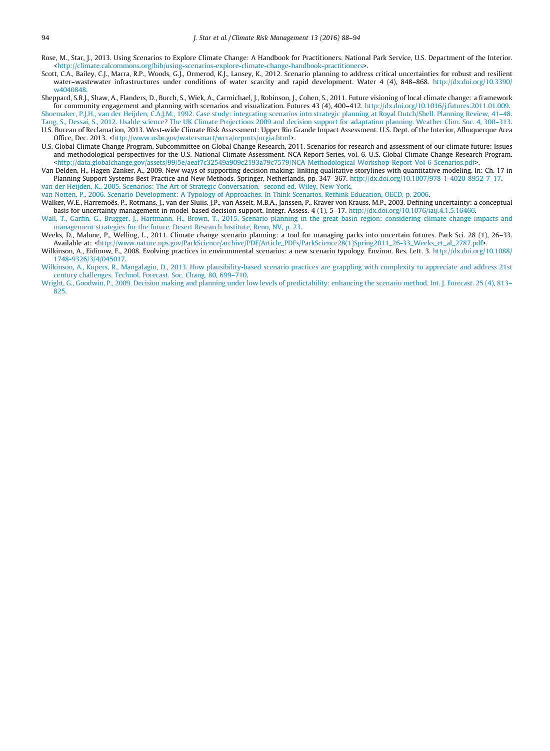Rose, M., Star, J., 2013. Using Scenarios to Explore Climate Change: A Handbook for Practitioners. National Park Service, U.S. Department of the Interior. <http://climate.calcommons.org/bib/using-scenarios-explore-climate-change-handbook-practitioners>.

Scott, C.A., Bailey, C.J., Marra, R.P., Woods, G.J., Ormerod, K.J., Lansey, K., 2012. Scenario planning to address critical uncertainties for robust and resilient water–wastewater infrastructures under conditions of water scarcity and rapid development. Water 4 (4), 848–868. http://dx.doi.org/10.3390/w4040848.

Sheppard, S.R.J., Shaw, A., Flanders, D., Burch, S., Wiek, A., Carmichael, J., Robinson, J., Cohen, S., 2011. Future visioning of local climate change: a framework for community engagement and planning with scenarios and visualization. Futures 43 (4), 400–412. http://dx.doi.org/10.1016/j.futures.2011.01.009.

Shoemaker, P.J.H., van der Heijden, C.A.J.M., 1992. Case study: integrating scenarios into strategic planning at Royal Dutch/Shell. Planning Review, 41–48.

Tang, S., Dessai, S., 2012. Usable science? The UK Climate Projections 2009 and decision support for adaptation planning. Weather Clim. Soc. 4, 300–313.

U.S. Bureau of Reclamation, 2013. West-wide Climate Risk Assessment: Upper Rio Grande Impact Assessment. U.S. Dept. of the Interior, Albuquerque Area Office, Dec. 2013. <http://www.usbr.gov/watersmart/wcra/reports/urgia.html>.

U.S. Global Climate Change Program, Subcommittee on Global Change Research, 2011. Scenarios for research and assessment of our climate future: Issues and methodological perspectives for the U.S. National Climate Assessment. NCA Report Series, vol. 6. U.S. Global Climate Change Research Program. <http://data.globalchange.gov/assets/99/5e/aeaf7c32549a909c2193a79c7579/NCA-Methodological-Workshop-Report-Vol-6-Scenarios.pdf>.

Van Delden, H., Hagen-Zanker, A., 2009. New ways of supporting decision making: linking qualitative storylines with quantitative modeling. In: Ch. 17 in Planning Support Systems Best Practice and New Methods. Springer, Netherlands, pp. 347–367. http://dx.doi.org/10.1007/978-1-4020-8952-7_17.

van der Heijden, K., 2005. Scenarios: The Art of Strategic Conversation, second ed. Wiley, New York.

van Notten, P., 2006. Scenario Development: A Typology of Approaches. In Think Scenarios, Rethink Education, OECD, p. 2006.

Walker, W.E., Harremoës, P., Rotmans, J., van der Sluiis, J.P., van Asselt, M.B.A., Janssen, P., Kraver von Krauss, M.P., 2003. Defining uncertainty: a conceptual basis for uncertainty management in model-based decision support. Integr. Assess. 4 (1), 5–17. http://dx.doi.org/10.1076/iaij.4.1.5.16466.

Wall, T., Garfin, G., Brugger, J., Hartmann, H., Brown, T., 2015. Scenario planning in the great basin region: considering climate change impacts and management strategies for the future. Desert Research Institute, Reno, NV, p. 23.

Weeks, D., Malone, P., Welling, L., 2011. Climate change scenario planning: a tool for managing parks into uncertain futures. Park Sci. 28 (1), 26–33. Available at: <http://www.nature.nps.gov/ParkScience/archive/PDF/Article_PDFs/ParkScience28(1)Spring2011_26-33_Weeks_et_al_2787.pdf>.

Wilkinson, A., Eidinow, E., 2008. Evolving practices in environmental scenarios: a new scenario typology. Environ. Res. Lett. 3. http://dx.doi.org/10.1088/1748-9326/3/4/045017.

Wilkinson, A., Kupers, R., Mangalagiu, D., 2013. How plausibility-based scenario practices are grappling with complexity to appreciate and address 21st century challenges. Technol. Forecast. Soc. Chang. 80, 699–710.

Wright, G., Goodwin, P., 2009. Decision making and planning under low levels of predictability: enhancing the scenario method. Int. J. Forecast. 25 (4), 813–825.